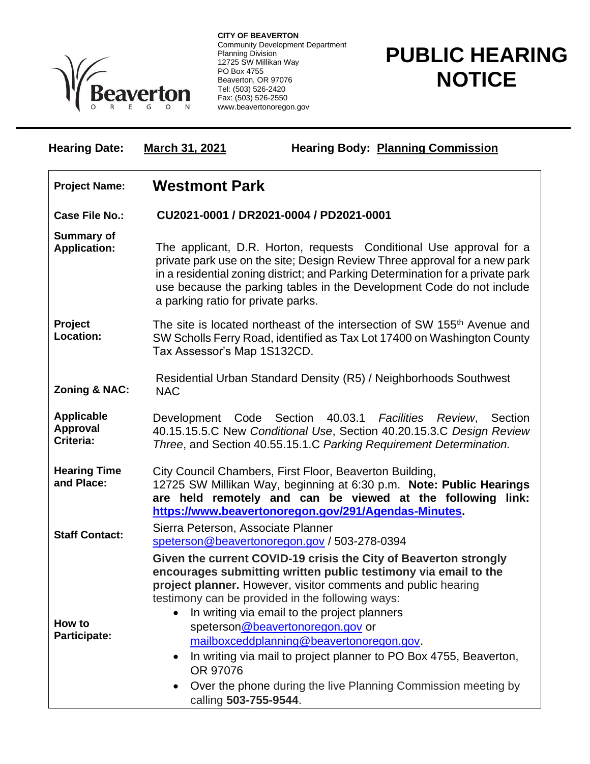**CITY OF BEAVERTON**
Community Development Department
Planning Division
12725 SW Millikan Way
PO Box 4755
Beaverton, OR 97076
Tel: (503) 526-2420
Fax: (503) 526-2550
www.beavertonoregon.gov

# PUBLIC HEARING NOTICE

**Hearing Date:** **March 31, 2021** **Hearing Body:** **Planning Commission**

| | |
|---|---|
| **Project Name:** | **Westmont Park** |
| **Case File No.:** | **CU2021-0001 / DR2021-0004 / PD2021-0001** |
| **Summary of Application:** | The applicant, D.R. Horton, requests Conditional Use approval for a private park use on the site; Design Review Three approval for a new park in a residential zoning district; and Parking Determination for a private park use because the parking tables in the Development Code do not include a parking ratio for private parks. |
| **Project Location:** | The site is located northeast of the intersection of SW 155th Avenue and SW Scholls Ferry Road, identified as Tax Lot 17400 on Washington County Tax Assessor's Map 1S132CD. |
| **Zoning & NAC:** | Residential Urban Standard Density (R5) / Neighborhoods Southwest NAC |
| **Applicable Approval Criteria:** | Development Code Section 40.03.1 *Facilities Review*, Section 40.15.15.5.C New *Conditional Use*, Section 40.20.15.3.C *Design Review Three*, and Section 40.55.15.1.C *Parking Requirement Determination.* |
| **Hearing Time and Place:** | City Council Chambers, First Floor, Beaverton Building, 12725 SW Millikan Way, beginning at 6:30 p.m. **Note: Public Hearings are held remotely and can be viewed at the following link: https://www.beavertonoregon.gov/291/Agendas-Minutes.** |
| **Staff Contact:** | Sierra Peterson, Associate Planner<br>speterson@beavertonoregon.gov / 503-278-0394 |
| **How to Participate:** | **Given the current COVID-19 crisis the City of Beaverton strongly encourages submitting written public testimony via email to the project planner.** However, visitor comments and public hearing testimony can be provided in the following ways:<br>• In writing via email to the project planners speterson@beavertonoregon.gov or mailboxceddplanning@beavertonoregon.gov.<br>• In writing via mail to project planner to PO Box 4755, Beaverton, OR 97076<br>• Over the phone during the live Planning Commission meeting by calling **503-755-9544**. |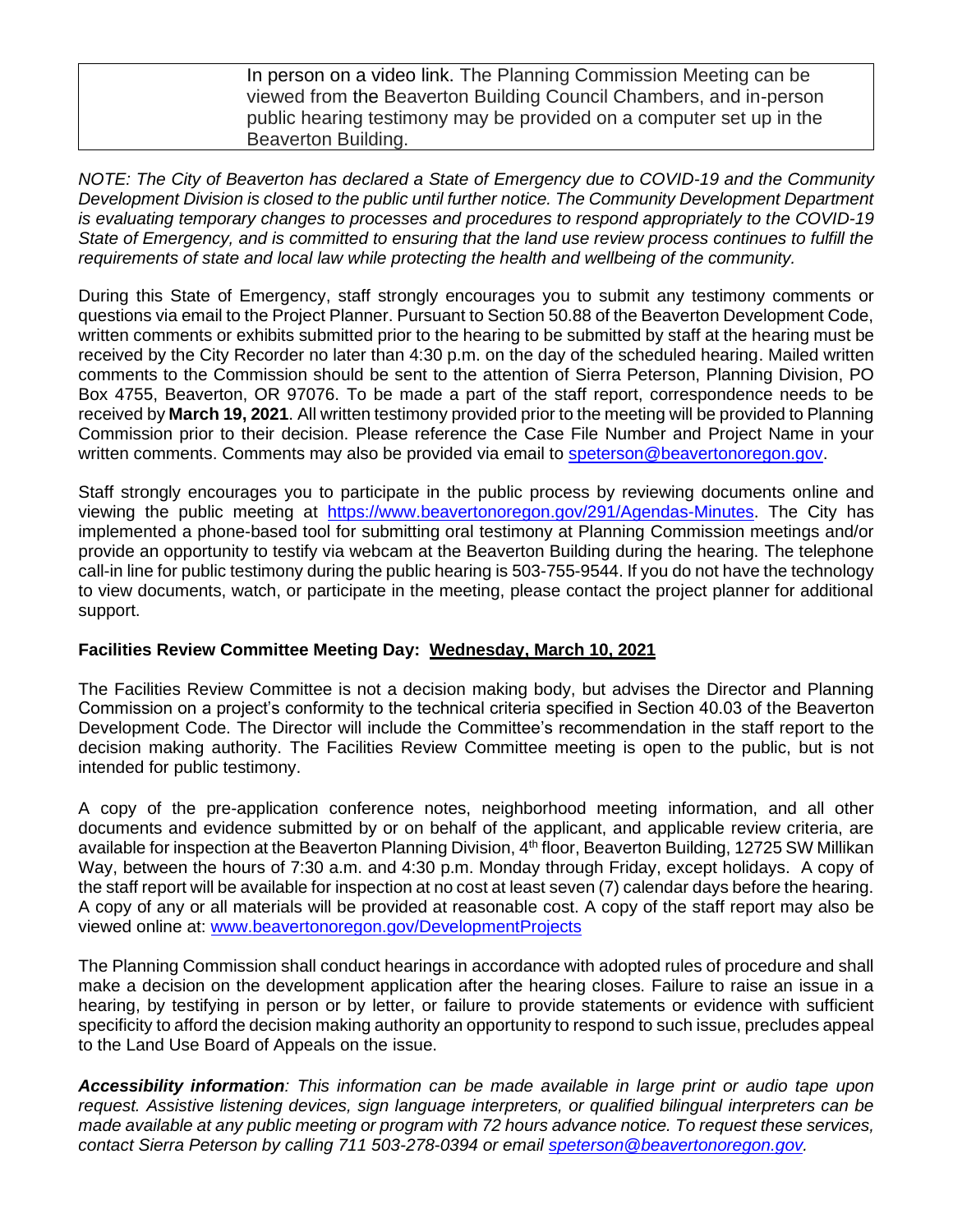| | |
|---|---|
| | In person on a video link. The Planning Commission Meeting can be viewed from the Beaverton Building Council Chambers, and in-person public hearing testimony may be provided on a computer set up in the Beaverton Building. |

*NOTE: The City of Beaverton has declared a State of Emergency due to COVID-19 and the Community Development Division is closed to the public until further notice. The Community Development Department is evaluating temporary changes to processes and procedures to respond appropriately to the COVID-19 State of Emergency, and is committed to ensuring that the land use review process continues to fulfill the requirements of state and local law while protecting the health and wellbeing of the community.*

During this State of Emergency, staff strongly encourages you to submit any testimony comments or questions via email to the Project Planner. Pursuant to Section 50.88 of the Beaverton Development Code, written comments or exhibits submitted prior to the hearing to be submitted by staff at the hearing must be received by the City Recorder no later than 4:30 p.m. on the day of the scheduled hearing. Mailed written comments to the Commission should be sent to the attention of Sierra Peterson, Planning Division, PO Box 4755, Beaverton, OR 97076. To be made a part of the staff report, correspondence needs to be received by **March 19, 2021**. All written testimony provided prior to the meeting will be provided to Planning Commission prior to their decision. Please reference the Case File Number and Project Name in your written comments. Comments may also be provided via email to speterson@beavertonoregon.gov.

Staff strongly encourages you to participate in the public process by reviewing documents online and viewing the public meeting at https://www.beavertonoregon.gov/291/Agendas-Minutes. The City has implemented a phone-based tool for submitting oral testimony at Planning Commission meetings and/or provide an opportunity to testify via webcam at the Beaverton Building during the hearing. The telephone call-in line for public testimony during the public hearing is 503-755-9544. If you do not have the technology to view documents, watch, or participate in the meeting, please contact the project planner for additional support.

**Facilities Review Committee Meeting Day: Wednesday, March 10, 2021**

The Facilities Review Committee is not a decision making body, but advises the Director and Planning Commission on a project's conformity to the technical criteria specified in Section 40.03 of the Beaverton Development Code. The Director will include the Committee's recommendation in the staff report to the decision making authority. The Facilities Review Committee meeting is open to the public, but is not intended for public testimony.

A copy of the pre-application conference notes, neighborhood meeting information, and all other documents and evidence submitted by or on behalf of the applicant, and applicable review criteria, are available for inspection at the Beaverton Planning Division, 4th floor, Beaverton Building, 12725 SW Millikan Way, between the hours of 7:30 a.m. and 4:30 p.m. Monday through Friday, except holidays. A copy of the staff report will be available for inspection at no cost at least seven (7) calendar days before the hearing. A copy of any or all materials will be provided at reasonable cost. A copy of the staff report may also be viewed online at: www.beavertonoregon.gov/DevelopmentProjects

The Planning Commission shall conduct hearings in accordance with adopted rules of procedure and shall make a decision on the development application after the hearing closes. Failure to raise an issue in a hearing, by testifying in person or by letter, or failure to provide statements or evidence with sufficient specificity to afford the decision making authority an opportunity to respond to such issue, precludes appeal to the Land Use Board of Appeals on the issue.

***Accessibility information**: This information can be made available in large print or audio tape upon request. Assistive listening devices, sign language interpreters, or qualified bilingual interpreters can be made available at any public meeting or program with 72 hours advance notice. To request these services, contact Sierra Peterson by calling 711 503-278-0394 or email speterson@beavertonoregon.gov.*